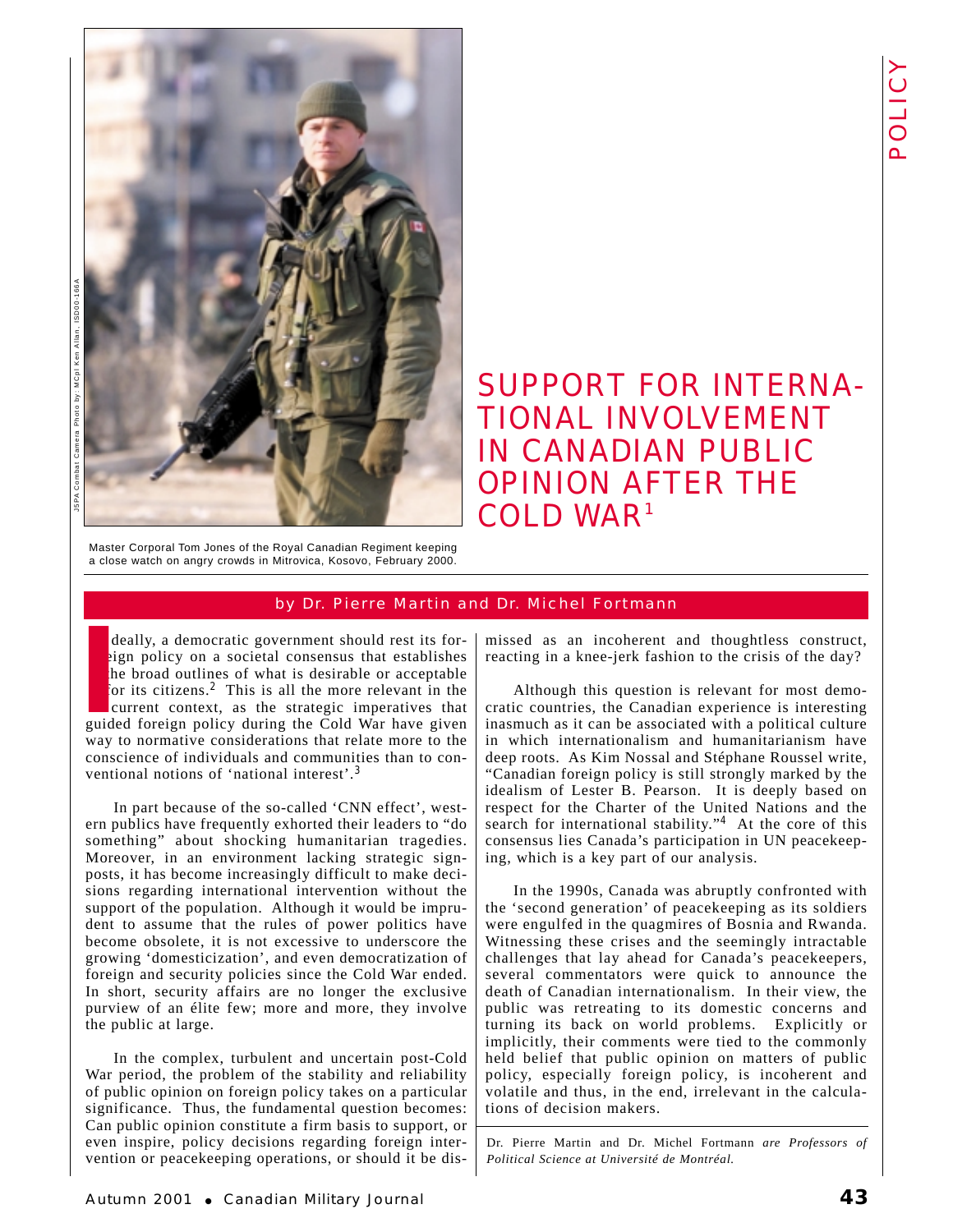Master Corporal Tom Jones of the Royal Canadian Regiment keeping a close watch on angry crowds in Mitrovica, Kosovo, February 2000.

# SUPPORT FOR INTERNATIONAL INVOLVEMENT IN CANADIAN PUBLIC OPINION AFTER THE COLD WAR[1]

by Dr. Pierre Martin and Dr. Michel Fortmann

Ideally, a democratic government should rest its foreign policy on a societal consensus that establishes the broad outlines of what is desirable or acceptable for its citizens.[2] This is all the more relevant in the current context, as the strategic imperatives that guided foreign policy during the Cold War have given way to normative considerations that relate more to the conscience of individuals and communities than to conventional notions of 'national interest'.[3]

In part because of the so-called 'CNN effect', western publics have frequently exhorted their leaders to "do something" about shocking humanitarian tragedies. Moreover, in an environment lacking strategic signposts, it has become increasingly difficult to make decisions regarding international intervention without the support of the population. Although it would be imprudent to assume that the rules of power politics have become obsolete, it is not excessive to underscore the growing 'domesticization', and even democratization of foreign and security policies since the Cold War ended. In short, security affairs are no longer the exclusive purview of an élite few; more and more, they involve the public at large.

In the complex, turbulent and uncertain post-Cold War period, the problem of the stability and reliability of public opinion on foreign policy takes on a particular significance. Thus, the fundamental question becomes: Can public opinion constitute a firm basis to support, or even inspire, policy decisions regarding foreign intervention or peacekeeping operations, or should it be dismissed as an incoherent and thoughtless construct, reacting in a knee-jerk fashion to the crisis of the day?

Although this question is relevant for most democratic countries, the Canadian experience is interesting inasmuch as it can be associated with a political culture in which internationalism and humanitarianism have deep roots. As Kim Nossal and Stéphane Roussel write, "Canadian foreign policy is still strongly marked by the idealism of Lester B. Pearson. It is deeply based on respect for the Charter of the United Nations and the search for international stability."[4] At the core of this consensus lies Canada's participation in UN peacekeeping, which is a key part of our analysis.

In the 1990s, Canada was abruptly confronted with the 'second generation' of peacekeeping as its soldiers were engulfed in the quagmires of Bosnia and Rwanda. Witnessing these crises and the seemingly intractable challenges that lay ahead for Canada's peacekeepers, several commentators were quick to announce the death of Canadian internationalism. In their view, the public was retreating to its domestic concerns and turning its back on world problems. Explicitly or implicitly, their comments were tied to the commonly held belief that public opinion on matters of public policy, especially foreign policy, is incoherent and volatile and thus, in the end, irrelevant in the calculations of decision makers.

Dr. Pierre Martin and Dr. Michel Fortmann *are Professors of Political Science at Université de Montréal.*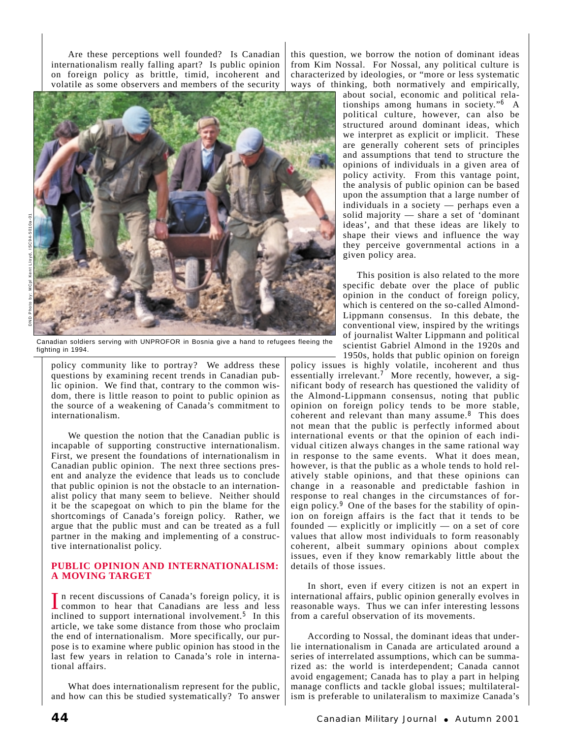Are these perceptions well founded? Is Canadian internationalism really falling apart? Is public opinion on foreign policy as brittle, timid, incoherent and volatile as some observers and members of the security policy community like to portray? We address these questions by examining recent trends in Canadian public opinion. We find that, contrary to the common wisdom, there is little reason to point to public opinion as the source of a weakening of Canada's commitment to internationalism.

Canadian soldiers serving with UNPROFOR in Bosnia give a hand to refugees fleeing the fighting in 1994.

DND Photo by: MCpl Kent Lloyd, ISC94-5010a-01

We question the notion that the Canadian public is incapable of supporting constructive internationalism. First, we present the foundations of internationalism in Canadian public opinion. The next three sections present and analyze the evidence that leads us to conclude that public opinion is not the obstacle to an internationalist policy that many seem to believe. Neither should it be the scapegoat on which to pin the blame for the shortcomings of Canada's foreign policy. Rather, we argue that the public must and can be treated as a full partner in the making and implementing of a constructive internationalist policy.

## PUBLIC OPINION AND INTERNATIONALISM: A MOVING TARGET

In recent discussions of Canada's foreign policy, it is common to hear that Canadians are less and less inclined to support international involvement.[5] In this article, we take some distance from those who proclaim the end of internationalism. More specifically, our purpose is to examine where public opinion has stood in the last few years in relation to Canada's role in international affairs.

What does internationalism represent for the public, and how can this be studied systematically? To answer this question, we borrow the notion of dominant ideas from Kim Nossal. For Nossal, any political culture is characterized by ideologies, or "more or less systematic ways of thinking, both normatively and empirically, about social, economic and political relationships among humans in society."[6] A political culture, however, can also be structured around dominant ideas, which we interpret as explicit or implicit. These are generally coherent sets of principles and assumptions that tend to structure the opinions of individuals in a given area of policy activity. From this vantage point, the analysis of public opinion can be based upon the assumption that a large number of individuals in a society — perhaps even a solid majority — share a set of 'dominant ideas', and that these ideas are likely to shape their views and influence the way they perceive governmental actions in a given policy area.

This position is also related to the more specific debate over the place of public opinion in the conduct of foreign policy, which is centered on the so-called Almond-Lippmann consensus. In this debate, the conventional view, inspired by the writings of journalist Walter Lippmann and political scientist Gabriel Almond in the 1920s and 1950s, holds that public opinion on foreign policy issues is highly volatile, incoherent and thus essentially irrelevant.[7] More recently, however, a significant body of research has questioned the validity of the Almond-Lippmann consensus, noting that public opinion on foreign policy tends to be more stable, coherent and relevant than many assume.[8] This does not mean that the public is perfectly informed about international events or that the opinion of each individual citizen always changes in the same rational way in response to the same events. What it does mean, however, is that the public as a whole tends to hold relatively stable opinions, and that these opinions can change in a reasonable and predictable fashion in response to real changes in the circumstances of foreign policy.[9] One of the bases for the stability of opinion on foreign affairs is the fact that it tends to be founded — explicitly or implicitly — on a set of core values that allow most individuals to form reasonably coherent, albeit summary opinions about complex issues, even if they know remarkably little about the details of those issues.

In short, even if every citizen is not an expert in international affairs, public opinion generally evolves in reasonable ways. Thus we can infer interesting lessons from a careful observation of its movements.

According to Nossal, the dominant ideas that underlie internationalism in Canada are articulated around a series of interrelated assumptions, which can be summarized as: the world is interdependent; Canada cannot avoid engagement; Canada has to play a part in helping manage conflicts and tackle global issues; multilateralism is preferable to unilateralism to maximize Canada's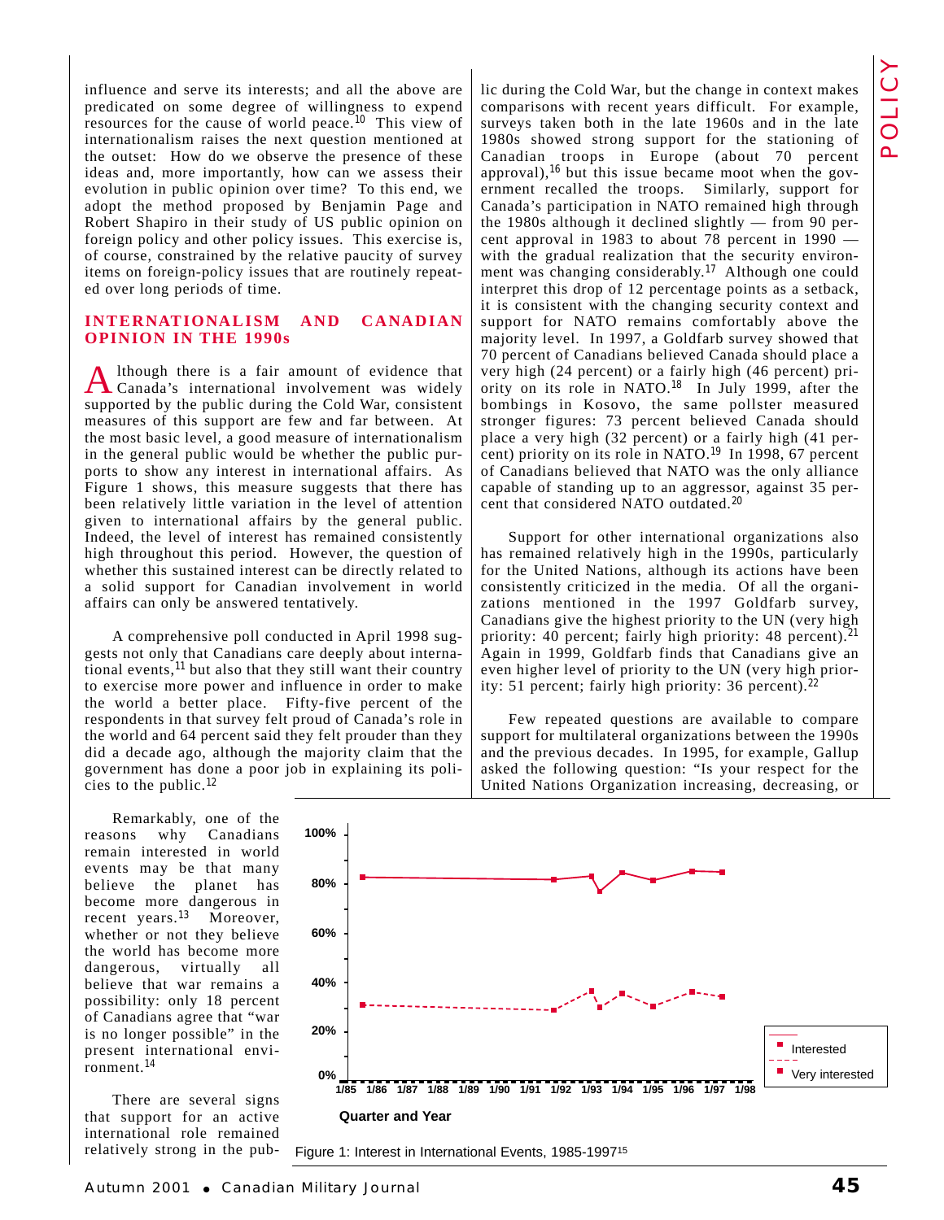influence and serve its interests; and all the above are predicated on some degree of willingness to expend resources for the cause of world peace.[10] This view of internationalism raises the next question mentioned at the outset: How do we observe the presence of these ideas and, more importantly, how can we assess their evolution in public opinion over time? To this end, we adopt the method proposed by Benjamin Page and Robert Shapiro in their study of US public opinion on foreign policy and other policy issues. This exercise is, of course, constrained by the relative paucity of survey items on foreign-policy issues that are routinely repeated over long periods of time.

## INTERNATIONALISM AND CANADIAN OPINION IN THE 1990s

Although there is a fair amount of evidence that Canada's international involvement was widely supported by the public during the Cold War, consistent measures of this support are few and far between. At the most basic level, a good measure of internationalism in the general public would be whether the public purports to show any interest in international affairs. As Figure 1 shows, this measure suggests that there has been relatively little variation in the level of attention given to international affairs by the general public. Indeed, the level of interest has remained consistently high throughout this period. However, the question of whether this sustained interest can be directly related to a solid support for Canadian involvement in world affairs can only be answered tentatively.

A comprehensive poll conducted in April 1998 suggests not only that Canadians care deeply about international events,[11] but also that they still want their country to exercise more power and influence in order to make the world a better place. Fifty-five percent of the respondents in that survey felt proud of Canada's role in the world and 64 percent said they felt prouder than they did a decade ago, although the majority claim that the government has done a poor job in explaining its policies to the public.[12]

Remarkably, one of the reasons why Canadians remain interested in world events may be that many believe the planet has become more dangerous in recent years.[13] Moreover, whether or not they believe the world has become more dangerous, virtually all believe that war remains a possibility: only 18 percent of Canadians agree that "war is no longer possible" in the present international environment.[14]

There are several signs that support for an active international role remained relatively strong in the public during the Cold War, but the change in context makes comparisons with recent years difficult. For example, surveys taken both in the late 1960s and in the late 1980s showed strong support for the stationing of Canadian troops in Europe (about 70 percent approval),[16] but this issue became moot when the government recalled the troops. Similarly, support for Canada's participation in NATO remained high through the 1980s although it declined slightly — from 90 percent approval in 1983 to about 78 percent in 1990 — with the gradual realization that the security environment was changing considerably.[17] Although one could interpret this drop of 12 percentage points as a setback, it is consistent with the changing security context and support for NATO remains comfortably above the majority level. In 1997, a Goldfarb survey showed that 70 percent of Canadians believed Canada should place a very high (24 percent) or a fairly high (46 percent) priority on its role in NATO.[18] In July 1999, after the bombings in Kosovo, the same pollster measured stronger figures: 73 percent believed Canada should place a very high (32 percent) or a fairly high (41 percent) priority on its role in NATO.[19] In 1998, 67 percent of Canadians believed that NATO was the only alliance capable of standing up to an aggressor, against 35 percent that considered NATO outdated.[20]

Support for other international organizations also has remained relatively high in the 1990s, particularly for the United Nations, although its actions have been consistently criticized in the media. Of all the organizations mentioned in the 1997 Goldfarb survey, Canadians give the highest priority to the UN (very high priority: 40 percent; fairly high priority: 48 percent).[21] Again in 1999, Goldfarb finds that Canadians give an even higher level of priority to the UN (very high priority: 51 percent; fairly high priority: 36 percent).[22]

Few repeated questions are available to compare support for multilateral organizations between the 1990s and the previous decades. In 1995, for example, Gallup asked the following question: "Is your respect for the United Nations Organization increasing, decreasing, or

Figure 1: Interest in International Events, 1985-1997[15]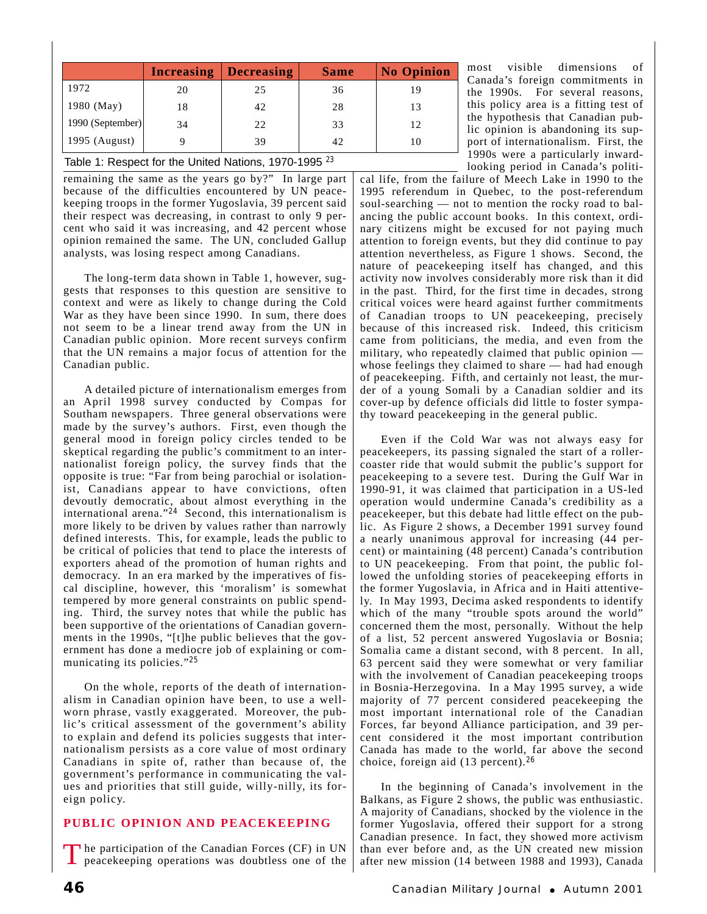| | Increasing | Decreasing | Same | No Opinion |
|---|---|---|---|---|
| 1972 | 20 | 25 | 36 | 19 |
| 1980 (May) | 18 | 42 | 28 | 13 |
| 1990 (September) | 34 | 22 | 33 | 12 |
| 1995 (August) | 9 | 39 | 42 | 10 |

Table 1: Respect for the United Nations, 1970-1995 [23]

remaining the same as the years go by?" In large part because of the difficulties encountered by UN peacekeeping troops in the former Yugoslavia, 39 percent said their respect was decreasing, in contrast to only 9 percent who said it was increasing, and 42 percent whose opinion remained the same. The UN, concluded Gallup analysts, was losing respect among Canadians.

The long-term data shown in Table 1, however, suggests that responses to this question are sensitive to context and were as likely to change during the Cold War as they have been since 1990. In sum, there does not seem to be a linear trend away from the UN in Canadian public opinion. More recent surveys confirm that the UN remains a major focus of attention for the Canadian public.

A detailed picture of internationalism emerges from an April 1998 survey conducted by Compas for Southam newspapers. Three general observations were made by the survey's authors. First, even though the general mood in foreign policy circles tended to be skeptical regarding the public's commitment to an internationalist foreign policy, the survey finds that the opposite is true: "Far from being parochial or isolationist, Canadians appear to have convictions, often devoutly democratic, about almost everything in the international arena."[24] Second, this internationalism is more likely to be driven by values rather than narrowly defined interests. This, for example, leads the public to be critical of policies that tend to place the interests of exporters ahead of the promotion of human rights and democracy. In an era marked by the imperatives of fiscal discipline, however, this 'moralism' is somewhat tempered by more general constraints on public spending. Third, the survey notes that while the public has been supportive of the orientations of Canadian governments in the 1990s, "[t]he public believes that the government has done a mediocre job of explaining or communicating its policies."[25]

On the whole, reports of the death of internationalism in Canadian opinion have been, to use a well-worn phrase, vastly exaggerated. Moreover, the public's critical assessment of the government's ability to explain and defend its policies suggests that internationalism persists as a core value of most ordinary Canadians in spite of, rather than because of, the government's performance in communicating the values and priorities that still guide, willy-nilly, its foreign policy.

## PUBLIC OPINION AND PEACEKEEPING

The participation of the Canadian Forces (CF) in UN peacekeeping operations was doubtless one of the most visible dimensions of Canada's foreign commitments in the 1990s. For several reasons, this policy area is a fitting test of the hypothesis that Canadian public opinion is abandoning its support of internationalism. First, the 1990s were a particularly inward-looking period in Canada's political life, from the failure of Meech Lake in 1990 to the 1995 referendum in Quebec, to the post-referendum soul-searching — not to mention the rocky road to balancing the public account books. In this context, ordinary citizens might be excused for not paying much attention to foreign events, but they did continue to pay attention nevertheless, as Figure 1 shows. Second, the nature of peacekeeping itself has changed, and this activity now involves considerably more risk than it did in the past. Third, for the first time in decades, strong critical voices were heard against further commitments of Canadian troops to UN peacekeeping, precisely because of this increased risk. Indeed, this criticism came from politicians, the media, and even from the military, who repeatedly claimed that public opinion — whose feelings they claimed to share — had had enough of peacekeeping. Fifth, and certainly not least, the murder of a young Somali by a Canadian soldier and its cover-up by defence officials did little to foster sympathy toward peacekeeping in the general public.

Even if the Cold War was not always easy for peacekeepers, its passing signaled the start of a roller-coaster ride that would submit the public's support for peacekeeping to a severe test. During the Gulf War in 1990-91, it was claimed that participation in a US-led operation would undermine Canada's credibility as a peacekeeper, but this debate had little effect on the public. As Figure 2 shows, a December 1991 survey found a nearly unanimous approval for increasing (44 percent) or maintaining (48 percent) Canada's contribution to UN peacekeeping. From that point, the public followed the unfolding stories of peacekeeping efforts in the former Yugoslavia, in Africa and in Haiti attentively. In May 1993, Decima asked respondents to identify which of the many "trouble spots around the world" concerned them the most, personally. Without the help of a list, 52 percent answered Yugoslavia or Bosnia; Somalia came a distant second, with 8 percent. In all, 63 percent said they were somewhat or very familiar with the involvement of Canadian peacekeeping troops in Bosnia-Herzegovina. In a May 1995 survey, a wide majority of 77 percent considered peacekeeping the most important international role of the Canadian Forces, far beyond Alliance participation, and 39 percent considered it the most important contribution Canada has made to the world, far above the second choice, foreign aid (13 percent).[26]

In the beginning of Canada's involvement in the Balkans, as Figure 2 shows, the public was enthusiastic. A majority of Canadians, shocked by the violence in the former Yugoslavia, offered their support for a strong Canadian presence. In fact, they showed more activism than ever before and, as the UN created new mission after new mission (14 between 1988 and 1993), Canada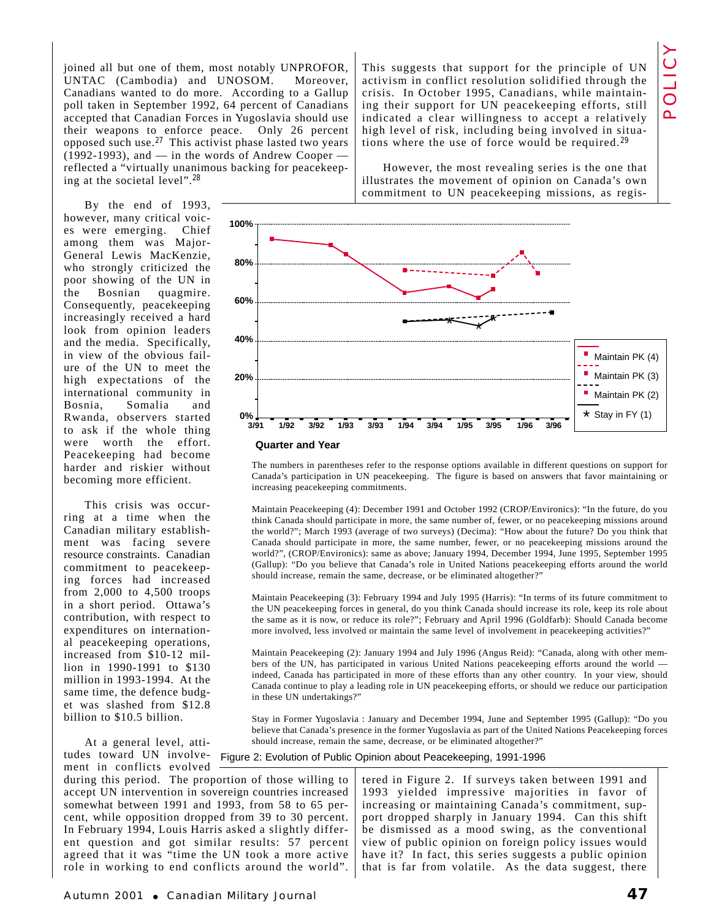joined all but one of them, most notably UNPROFOR, UNTAC (Cambodia) and UNOSOM. Moreover, Canadians wanted to do more. According to a Gallup poll taken in September 1992, 64 percent of Canadians accepted that Canadian Forces in Yugoslavia should use their weapons to enforce peace. Only 26 percent opposed such use.[27] This activist phase lasted two years (1992-1993), and — in the words of Andrew Cooper — reflected a "virtually unanimous backing for peacekeeping at the societal level".[28]

By the end of 1993, however, many critical voices were emerging. Chief among them was Major-General Lewis MacKenzie, who strongly criticized the poor showing of the UN in the Bosnian quagmire. Consequently, peacekeeping increasingly received a hard look from opinion leaders and the media. Specifically, in view of the obvious failure of the UN to meet the high expectations of the international community in Bosnia, Somalia and Rwanda, observers started to ask if the whole thing were worth the effort. Peacekeeping had become harder and riskier without becoming more efficient.

This crisis was occurring at a time when the Canadian military establishment was facing severe resource constraints. Canadian commitment to peacekeeping forces had increased from 2,000 to 4,500 troops in a short period. Ottawa's contribution, with respect to expenditures on international peacekeeping operations, increased from $10-12 million in 1990-1991 to $130 million in 1993-1994. At the same time, the defence budget was slashed from $12.8 billion to $10.5 billion.

At a general level, attitudes toward UN involvement in conflicts evolved during this period. The proportion of those willing to accept UN intervention in sovereign countries increased somewhat between 1991 and 1993, from 58 to 65 percent, while opposition dropped from 39 to 30 percent. In February 1994, Louis Harris asked a slightly different question and got similar results: 57 percent agreed that it was "time the UN took a more active role in working to end conflicts around the world". This suggests that support for the principle of UN activism in conflict resolution solidified through the crisis. In October 1995, Canadians, while maintaining their support for UN peacekeeping efforts, still indicated a clear willingness to accept a relatively high level of risk, including being involved in situations where the use of force would be required.[29]

However, the most revealing series is the one that illustrates the movement of opinion on Canada's own commitment to UN peacekeeping missions, as registered in Figure 2. If surveys taken between 1991 and 1993 yielded impressive majorities in favor of increasing or maintaining Canada's commitment, support dropped sharply in January 1994. Can this shift be dismissed as a mood swing, as the conventional view of public opinion on foreign policy issues would have it? In fact, this series suggests a public opinion that is far from volatile. As the data suggest, there

The numbers in parentheses refer to the response options available in different questions on support for Canada's participation in UN peacekeeping. The figure is based on answers that favor maintaining or increasing peacekeeping commitments.

Maintain Peacekeeping (4): December 1991 and October 1992 (CROP/Environics): "In the future, do you think Canada should participate in more, the same number of, fewer, or no peacekeeping missions around the world?"; March 1993 (average of two surveys) (Decima): "How about the future? Do you think that Canada should participate in more, the same number, fewer, or no peacekeeping missions around the world?", (CROP/Environics): same as above; January 1994, December 1994, June 1995, September 1995 (Gallup): "Do you believe that Canada's role in United Nations peacekeeping efforts around the world should increase, remain the same, decrease, or be eliminated altogether?"

Maintain Peacekeeping (3): February 1994 and July 1995 (Harris): "In terms of its future commitment to the UN peacekeeping forces in general, do you think Canada should increase its role, keep its role about the same as it is now, or reduce its role?"; February and April 1996 (Goldfarb): Should Canada become more involved, less involved or maintain the same level of involvement in peacekeeping activities?"

Maintain Peacekeeping (2): January 1994 and July 1996 (Angus Reid): "Canada, along with other members of the UN, has participated in various United Nations peacekeeping efforts around the world — indeed, Canada has participated in more of these efforts than any other country. In your view, should Canada continue to play a leading role in UN peacekeeping efforts, or should we reduce our participation in these UN undertakings?"

Stay in Former Yugoslavia : January and December 1994, June and September 1995 (Gallup): "Do you believe that Canada's presence in the former Yugoslavia as part of the United Nations Peacekeeping forces should increase, remain the same, decrease, or be eliminated altogether?"

Figure 2: Evolution of Public Opinion about Peacekeeping, 1991-1996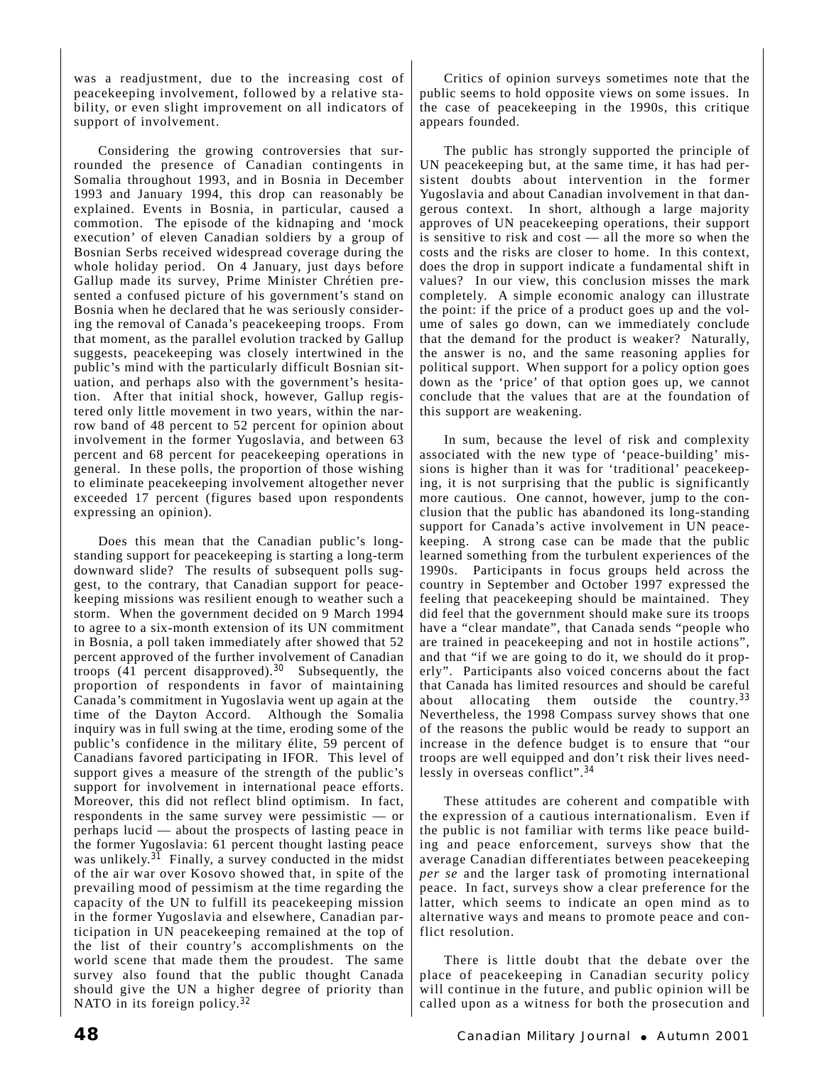was a readjustment, due to the increasing cost of peacekeeping involvement, followed by a relative stability, or even slight improvement on all indicators of support of involvement.

Considering the growing controversies that surrounded the presence of Canadian contingents in Somalia throughout 1993, and in Bosnia in December 1993 and January 1994, this drop can reasonably be explained. Events in Bosnia, in particular, caused a commotion. The episode of the kidnaping and 'mock execution' of eleven Canadian soldiers by a group of Bosnian Serbs received widespread coverage during the whole holiday period. On 4 January, just days before Gallup made its survey, Prime Minister Chrétien presented a confused picture of his government's stand on Bosnia when he declared that he was seriously considering the removal of Canada's peacekeeping troops. From that moment, as the parallel evolution tracked by Gallup suggests, peacekeeping was closely intertwined in the public's mind with the particularly difficult Bosnian situation, and perhaps also with the government's hesitation. After that initial shock, however, Gallup registered only little movement in two years, within the narrow band of 48 percent to 52 percent for opinion about involvement in the former Yugoslavia, and between 63 percent and 68 percent for peacekeeping operations in general. In these polls, the proportion of those wishing to eliminate peacekeeping involvement altogether never exceeded 17 percent (figures based upon respondents expressing an opinion).

Does this mean that the Canadian public's long-standing support for peacekeeping is starting a long-term downward slide? The results of subsequent polls suggest, to the contrary, that Canadian support for peacekeeping missions was resilient enough to weather such a storm. When the government decided on 9 March 1994 to agree to a six-month extension of its UN commitment in Bosnia, a poll taken immediately after showed that 52 percent approved of the further involvement of Canadian troops (41 percent disapproved).[30] Subsequently, the proportion of respondents in favor of maintaining Canada's commitment in Yugoslavia went up again at the time of the Dayton Accord. Although the Somalia inquiry was in full swing at the time, eroding some of the public's confidence in the military élite, 59 percent of Canadians favored participating in IFOR. This level of support gives a measure of the strength of the public's support for involvement in international peace efforts. Moreover, this did not reflect blind optimism. In fact, respondents in the same survey were pessimistic — or perhaps lucid — about the prospects of lasting peace in the former Yugoslavia: 61 percent thought lasting peace was unlikely.[31] Finally, a survey conducted in the midst of the air war over Kosovo showed that, in spite of the prevailing mood of pessimism at the time regarding the capacity of the UN to fulfill its peacekeeping mission in the former Yugoslavia and elsewhere, Canadian participation in UN peacekeeping remained at the top of the list of their country's accomplishments on the world scene that made them the proudest. The same survey also found that the public thought Canada should give the UN a higher degree of priority than NATO in its foreign policy.[32]

Critics of opinion surveys sometimes note that the public seems to hold opposite views on some issues. In the case of peacekeeping in the 1990s, this critique appears founded.

The public has strongly supported the principle of UN peacekeeping but, at the same time, it has had persistent doubts about intervention in the former Yugoslavia and about Canadian involvement in that dangerous context. In short, although a large majority approves of UN peacekeeping operations, their support is sensitive to risk and cost — all the more so when the costs and the risks are closer to home. In this context, does the drop in support indicate a fundamental shift in values? In our view, this conclusion misses the mark completely. A simple economic analogy can illustrate the point: if the price of a product goes up and the volume of sales go down, can we immediately conclude that the demand for the product is weaker? Naturally, the answer is no, and the same reasoning applies for political support. When support for a policy option goes down as the 'price' of that option goes up, we cannot conclude that the values that are at the foundation of this support are weakening.

In sum, because the level of risk and complexity associated with the new type of 'peace-building' missions is higher than it was for 'traditional' peacekeeping, it is not surprising that the public is significantly more cautious. One cannot, however, jump to the conclusion that the public has abandoned its long-standing support for Canada's active involvement in UN peacekeeping. A strong case can be made that the public learned something from the turbulent experiences of the 1990s. Participants in focus groups held across the country in September and October 1997 expressed the feeling that peacekeeping should be maintained. They did feel that the government should make sure its troops have a "clear mandate", that Canada sends "people who are trained in peacekeeping and not in hostile actions", and that "if we are going to do it, we should do it properly". Participants also voiced concerns about the fact that Canada has limited resources and should be careful about allocating them outside the country.[33] Nevertheless, the 1998 Compass survey shows that one of the reasons the public would be ready to support an increase in the defence budget is to ensure that "our troops are well equipped and don't risk their lives needlessly in overseas conflict".[34]

These attitudes are coherent and compatible with the expression of a cautious internationalism. Even if the public is not familiar with terms like peace building and peace enforcement, surveys show that the average Canadian differentiates between peacekeeping *per se* and the larger task of promoting international peace. In fact, surveys show a clear preference for the latter, which seems to indicate an open mind as to alternative ways and means to promote peace and conflict resolution.

There is little doubt that the debate over the place of peacekeeping in Canadian security policy will continue in the future, and public opinion will be called upon as a witness for both the prosecution and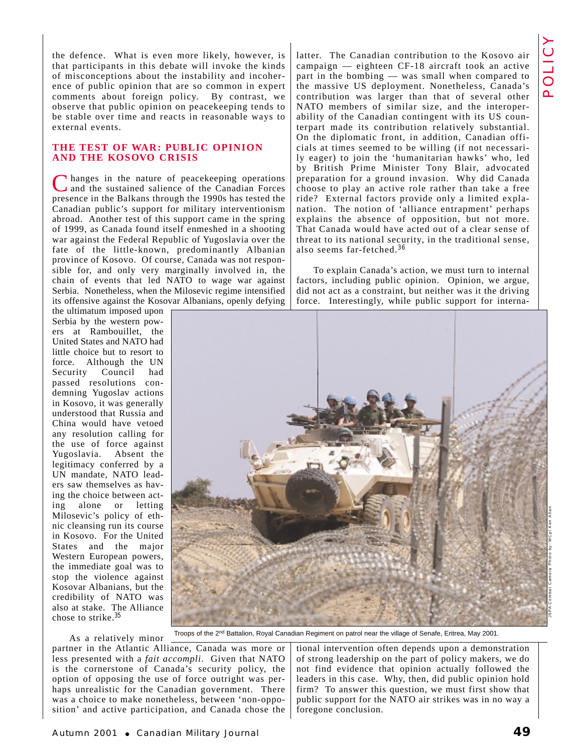the defence. What is even more likely, however, is that participants in this debate will invoke the kinds of misconceptions about the instability and incoherence of public opinion that are so common in expert comments about foreign policy. By contrast, we observe that public opinion on peacekeeping tends to be stable over time and reacts in reasonable ways to external events.

## THE TEST OF WAR: PUBLIC OPINION AND THE KOSOVO CRISIS

Changes in the nature of peacekeeping operations and the sustained salience of the Canadian Forces presence in the Balkans through the 1990s has tested the Canadian public's support for military interventionism abroad. Another test of this support came in the spring of 1999, as Canada found itself enmeshed in a shooting war against the Federal Republic of Yugoslavia over the fate of the little-known, predominantly Albanian province of Kosovo. Of course, Canada was not responsible for, and only very marginally involved in, the chain of events that led NATO to wage war against Serbia. Nonetheless, when the Milosevic regime intensified its offensive against the Kosovar Albanians, openly defying the ultimatum imposed upon Serbia by the western powers at Rambouillet, the United States and NATO had little choice but to resort to force. Although the UN Security Council had passed resolutions condemning Yugoslav actions in Kosovo, it was generally understood that Russia and China would have vetoed any resolution calling for the use of force against Yugoslavia. Absent the legitimacy conferred by a UN mandate, NATO leaders saw themselves as having the choice between acting alone or letting Milosevic's policy of ethnic cleansing run its course in Kosovo. For the United States and the major Western European powers, the immediate goal was to stop the violence against Kosovar Albanians, but the credibility of NATO was also at stake. The Alliance chose to strike.[35]

As a relatively minor partner in the Atlantic Alliance, Canada was more or less presented with a *fait accompli*. Given that NATO is the cornerstone of Canada's security policy, the option of opposing the use of force outright was perhaps unrealistic for the Canadian government. There was a choice to make nonetheless, between 'non-opposition' and active participation, and Canada chose the latter. The Canadian contribution to the Kosovo air campaign — eighteen CF-18 aircraft took an active part in the bombing — was small when compared to the massive US deployment. Nonetheless, Canada's contribution was larger than that of several other NATO members of similar size, and the interoperability of the Canadian contingent with its US counterpart made its contribution relatively substantial. On the diplomatic front, in addition, Canadian officials at times seemed to be willing (if not necessarily eager) to join the 'humanitarian hawks' who, led by British Prime Minister Tony Blair, advocated preparation for a ground invasion. Why did Canada choose to play an active role rather than take a free ride? External factors provide only a limited explanation. The notion of 'alliance entrapment' perhaps explains the absence of opposition, but not more. That Canada would have acted out of a clear sense of threat to its national security, in the traditional sense, also seems far-fetched.[36]

Troops of the 2nd Battalion, Royal Canadian Regiment on patrol near the village of Senafe, Eritrea, May 2001.

To explain Canada's action, we must turn to internal factors, including public opinion. Opinion, we argue, did not act as a constraint, but neither was it the driving force. Interestingly, while public support for international intervention often depends upon a demonstration of strong leadership on the part of policy makers, we do not find evidence that opinion actually followed the leaders in this case. Why, then, did public opinion hold firm? To answer this question, we must first show that public support for the NATO air strikes was in no way a foregone conclusion.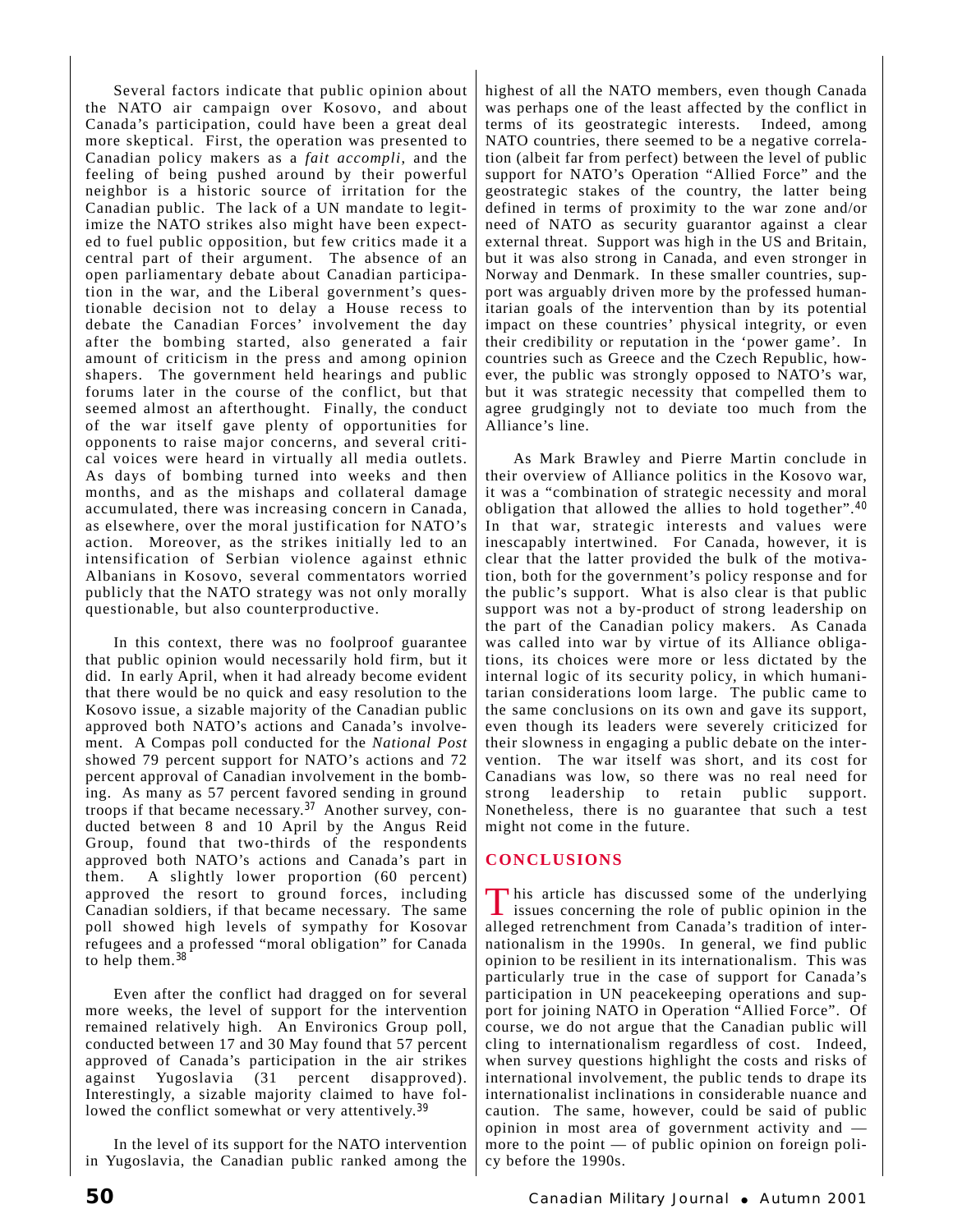Several factors indicate that public opinion about the NATO air campaign over Kosovo, and about Canada's participation, could have been a great deal more skeptical. First, the operation was presented to Canadian policy makers as a *fait accompli*, and the feeling of being pushed around by their powerful neighbor is a historic source of irritation for the Canadian public. The lack of a UN mandate to legitimize the NATO strikes also might have been expected to fuel public opposition, but few critics made it a central part of their argument. The absence of an open parliamentary debate about Canadian participation in the war, and the Liberal government's questionable decision not to delay a House recess to debate the Canadian Forces' involvement the day after the bombing started, also generated a fair amount of criticism in the press and among opinion shapers. The government held hearings and public forums later in the course of the conflict, but that seemed almost an afterthought. Finally, the conduct of the war itself gave plenty of opportunities for opponents to raise major concerns, and several critical voices were heard in virtually all media outlets. As days of bombing turned into weeks and then months, and as the mishaps and collateral damage accumulated, there was increasing concern in Canada, as elsewhere, over the moral justification for NATO's action. Moreover, as the strikes initially led to an intensification of Serbian violence against ethnic Albanians in Kosovo, several commentators worried publicly that the NATO strategy was not only morally questionable, but also counterproductive.

In this context, there was no foolproof guarantee that public opinion would necessarily hold firm, but it did. In early April, when it had already become evident that there would be no quick and easy resolution to the Kosovo issue, a sizable majority of the Canadian public approved both NATO's actions and Canada's involvement. A Compas poll conducted for the *National Post* showed 79 percent support for NATO's actions and 72 percent approval of Canadian involvement in the bombing. As many as 57 percent favored sending in ground troops if that became necessary.[37] Another survey, conducted between 8 and 10 April by the Angus Reid Group, found that two-thirds of the respondents approved both NATO's actions and Canada's part in them. A slightly lower proportion (60 percent) approved the resort to ground forces, including Canadian soldiers, if that became necessary. The same poll showed high levels of sympathy for Kosovar refugees and a professed "moral obligation" for Canada to help them.[38]

Even after the conflict had dragged on for several more weeks, the level of support for the intervention remained relatively high. An Environics Group poll, conducted between 17 and 30 May found that 57 percent approved of Canada's participation in the air strikes against Yugoslavia (31 percent disapproved). Interestingly, a sizable majority claimed to have followed the conflict somewhat or very attentively.[39]

In the level of its support for the NATO intervention in Yugoslavia, the Canadian public ranked among the highest of all the NATO members, even though Canada was perhaps one of the least affected by the conflict in terms of its geostrategic interests. Indeed, among NATO countries, there seemed to be a negative correlation (albeit far from perfect) between the level of public support for NATO's Operation "Allied Force" and the geostrategic stakes of the country, the latter being defined in terms of proximity to the war zone and/or need of NATO as security guarantor against a clear external threat. Support was high in the US and Britain, but it was also strong in Canada, and even stronger in Norway and Denmark. In these smaller countries, support was arguably driven more by the professed humanitarian goals of the intervention than by its potential impact on these countries' physical integrity, or even their credibility or reputation in the 'power game'. In countries such as Greece and the Czech Republic, however, the public was strongly opposed to NATO's war, but it was strategic necessity that compelled them to agree grudgingly not to deviate too much from the Alliance's line.

As Mark Brawley and Pierre Martin conclude in their overview of Alliance politics in the Kosovo war, it was a "combination of strategic necessity and moral obligation that allowed the allies to hold together".[40] In that war, strategic interests and values were inescapably intertwined. For Canada, however, it is clear that the latter provided the bulk of the motivation, both for the government's policy response and for the public's support. What is also clear is that public support was not a by-product of strong leadership on the part of the Canadian policy makers. As Canada was called into war by virtue of its Alliance obligations, its choices were more or less dictated by the internal logic of its security policy, in which humanitarian considerations loom large. The public came to the same conclusions on its own and gave its support, even though its leaders were severely criticized for their slowness in engaging a public debate on the intervention. The war itself was short, and its cost for Canadians was low, so there was no real need for strong leadership to retain public support. Nonetheless, there is no guarantee that such a test might not come in the future.

## CONCLUSIONS

This article has discussed some of the underlying issues concerning the role of public opinion in the alleged retrenchment from Canada's tradition of internationalism in the 1990s. In general, we find public opinion to be resilient in its internationalism. This was particularly true in the case of support for Canada's participation in UN peacekeeping operations and support for joining NATO in Operation "Allied Force". Of course, we do not argue that the Canadian public will cling to internationalism regardless of cost. Indeed, when survey questions highlight the costs and risks of international involvement, the public tends to drape its internationalist inclinations in considerable nuance and caution. The same, however, could be said of public opinion in most area of government activity and — more to the point — of public opinion on foreign policy before the 1990s.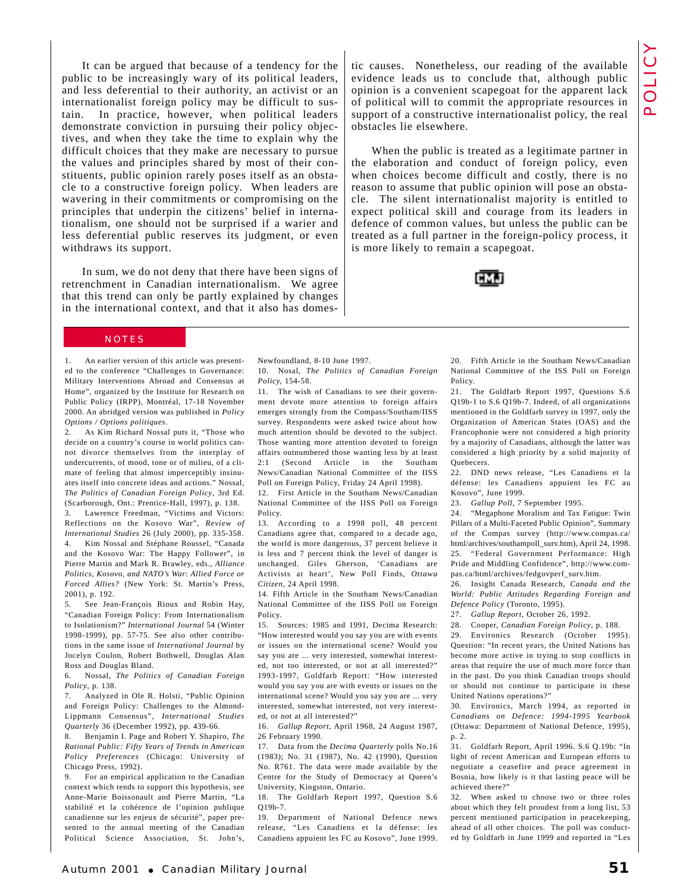It can be argued that because of a tendency for the public to be increasingly wary of its political leaders, and less deferential to their authority, an activist or an internationalist foreign policy may be difficult to sustain. In practice, however, when political leaders demonstrate conviction in pursuing their policy objectives, and when they take the time to explain why the difficult choices that they make are necessary to pursue the values and principles shared by most of their constituents, public opinion rarely poses itself as an obstacle to a constructive foreign policy. When leaders are wavering in their commitments or compromising on the principles that underpin the citizens' belief in internationalism, one should not be surprised if a warier and less deferential public reserves its judgment, or even withdraws its support.

In sum, we do not deny that there have been signs of retrenchment in Canadian internationalism. We agree that this trend can only be partly explained by changes in the international context, and that it also has domestic causes. Nonetheless, our reading of the available evidence leads us to conclude that, although public opinion is a convenient scapegoat for the apparent lack of political will to commit the appropriate resources in support of a constructive internationalist policy, the real obstacles lie elsewhere.

When the public is treated as a legitimate partner in the elaboration and conduct of foreign policy, even when choices become difficult and costly, there is no reason to assume that public opinion will pose an obstacle. The silent internationalist majority is entitled to expect political skill and courage from its leaders in defence of common values, but unless the public can be treated as a full partner in the foreign-policy process, it is more likely to remain a scapegoat.

CMJ

## NOTES

1. An earlier version of this article was presented to the conference "Challenges to Governance: Military Interventions Abroad and Consensus at Home", organized by the Institute for Research on Public Policy (IRPP), Montréal, 17-18 November 2000. An abridged version was published in *Policy Options / Options politiques*.
2. As Kim Richard Nossal puts it, "Those who decide on a country's course in world politics cannot divorce themselves from the interplay of undercurrents, of mood, tone or of milieu, of a climate of feeling that almost imperceptibly insinuates itself into concrete ideas and actions." Nossal, *The Politics of Canadian Foreign Policy*, 3rd Ed. (Scarborough, Ont.: Prentice-Hall, 1997), p. 138.
3. Lawrence Freedman, "Victims and Victors: Reflections on the Kosovo War", *Review of International Studies* 26 (July 2000), pp. 335-358.
4. Kim Nossal and Stéphane Roussel, "Canada and the Kosovo War: The Happy Follower", in Pierre Martin and Mark R. Brawley, eds., *Alliance Politics, Kosovo, and NATO's War: Allied Force or Forced Allies?* (New York: St. Martin's Press, 2001), p. 192.
5. See Jean-François Rioux and Robin Hay, "Canadian Foreign Policy: From Internationalism to Isolationism?" *International Journal* 54 (Winter 1998-1999), pp. 57-75. See also other contributions in the same issue of *International Journal* by Jocelyn Coulon, Robert Bothwell, Douglas Alan Ross and Douglas Bland.
6. Nossal, *The Politics of Canadian Foreign Policy*, p. 138.
7. Analyzed in Ole R. Holsti, "Public Opinion and Foreign Policy: Challenges to the Almond-Lippmann Consensus", *International Studies Quarterly* 36 (December 1992), pp. 439-66.
8. Benjamin I. Page and Robert Y. Shapiro, *The Rational Public: Fifty Years of Trends in American Policy Preferences* (Chicago: University of Chicago Press, 1992).
9. For an empirical application to the Canadian context which tends to support this hypothesis, see Anne-Marie Boissonault and Pierre Martin, "La stabilité et la cohérence de l'opinion publique canadienne sur les enjeux de sécurité", paper presented to the annual meeting of the Canadian Political Science Association, St. John's, Newfoundland, 8-10 June 1997.
10. Nosal, *The Politics of Canadian Foreign Policy*, 154-58.
11. The wish of Canadians to see their government devote more attention to foreign affairs emerges strongly from the Compass/Southam/IISS survey. Respondents were asked twice about how much attention should be devoted to the subject. Those wanting more attention devoted to foreign affairs outnumbered those wanting less by at least 2:1 (Second Article in the Southam News/Canadian National Committee of the IISS Poll on Foreign Policy, Friday 24 April 1998).
12. First Article in the Southam News/Canadian National Committee of the IISS Poll on Foreign Policy.
13. According to a 1998 poll, 48 percent Canadians agree that, compared to a decade ago, the world is more dangerous, 37 percent believe it is less and 7 percent think the level of danger is unchanged. Giles Gherson, 'Canadians are Activists at heart', New Poll Finds, *Ottawa Citizen*, 24 April 1998.
14. Fifth Article in the Southam News/Canadian National Committee of the IISS Poll on Foreign Policy.
15. Sources: 1985 and 1991, Decima Research: "How interested would you say you are with events or issues on the international scene? Would you say you are ... very interested, somewhat interested, not too interested, or not at all interested?" 1993-1997, Goldfarb Report: "How interested would you say you are with events or issues on the international scene? Would you say you are ... very interested, somewhat interested, not very interested, or not at all interested?"
16. *Gallup Report*, April 1968, 24 August 1987, 26 February 1990.
17. Data from the *Decima Quarterly* polls No.16 (1983); No. 31 (1987), No. 42 (1990), Question No. R761. The data were made available by the Centre for the Study of Democracy at Queen's University, Kingston, Ontario.
18. The Goldfarb Report 1997, Question S.6 Q19b-7.
19. Department of National Defence news release, "Les Canadiens et la défense: les Canadiens appuient les FC au Kosovo", June 1999.
20. Fifth Article in the Southam News/Canadian National Committee of the ISS Poll on Foreign Policy.
21. The Goldfarb Report 1997, Questions S.6 Q19b-1 to S.6 Q19b-7. Indeed, of all organizations mentioned in the Goldfarb survey in 1997, only the Organization of American States (OAS) and the Francophonie were not considered a high priority by a majority of Canadians, although the latter was considered a high priority by a solid majority of Quebecers.
22. DND news release, "Les Canadiens et la défense: les Canadiens appuient les FC au Kosovo", June 1999.
23. *Gallup Poll*, 7 September 1995.
24. "Megaphone Moralism and Tax Fatigue: Twin Pillars of a Multi-Faceted Public Opinion", Summary of the Compas survey (http://www.compas.ca/html/archives/southampoll_surv.htm), April 24, 1998.
25. "Federal Government Performance: High Pride and Middling Confidence", http://www.compas.ca/html/archives/fedgovperf_surv.htm.
26. Insight Canada Research, *Canada and the World: Public Attitudes Regarding Foreign and Defence Policy* (Toronto, 1995).
27. *Gallup Report*, October 26, 1992.
28. Cooper, *Canadian Foreign Policy*, p. 188.
29. Environics Research (October 1995). Question: "In recent years, the United Nations has become more active in trying to stop conflicts in areas that require the use of much more force than in the past. Do you think Canadian troops should or should not continue to participate in these United Nations operations?"
30. Environics, March 1994, as reported in *Canadians on Defence: 1994-1995 Yearbook* (Ottawa: Department of National Defence, 1995), p. 2.
31. Goldfarb Report, April 1996. S.6 Q.19b: "In light of recent American and European efforts to negotiate a ceasefire and peace agreement in Bosnia, how likely is it that lasting peace will be achieved there?"
32. When asked to choose two or three roles about which they felt proudest from a long list, 53 percent mentioned participation in peacekeeping, ahead of all other choices. The poll was conducted by Goldfarb in June 1999 and reported in "Les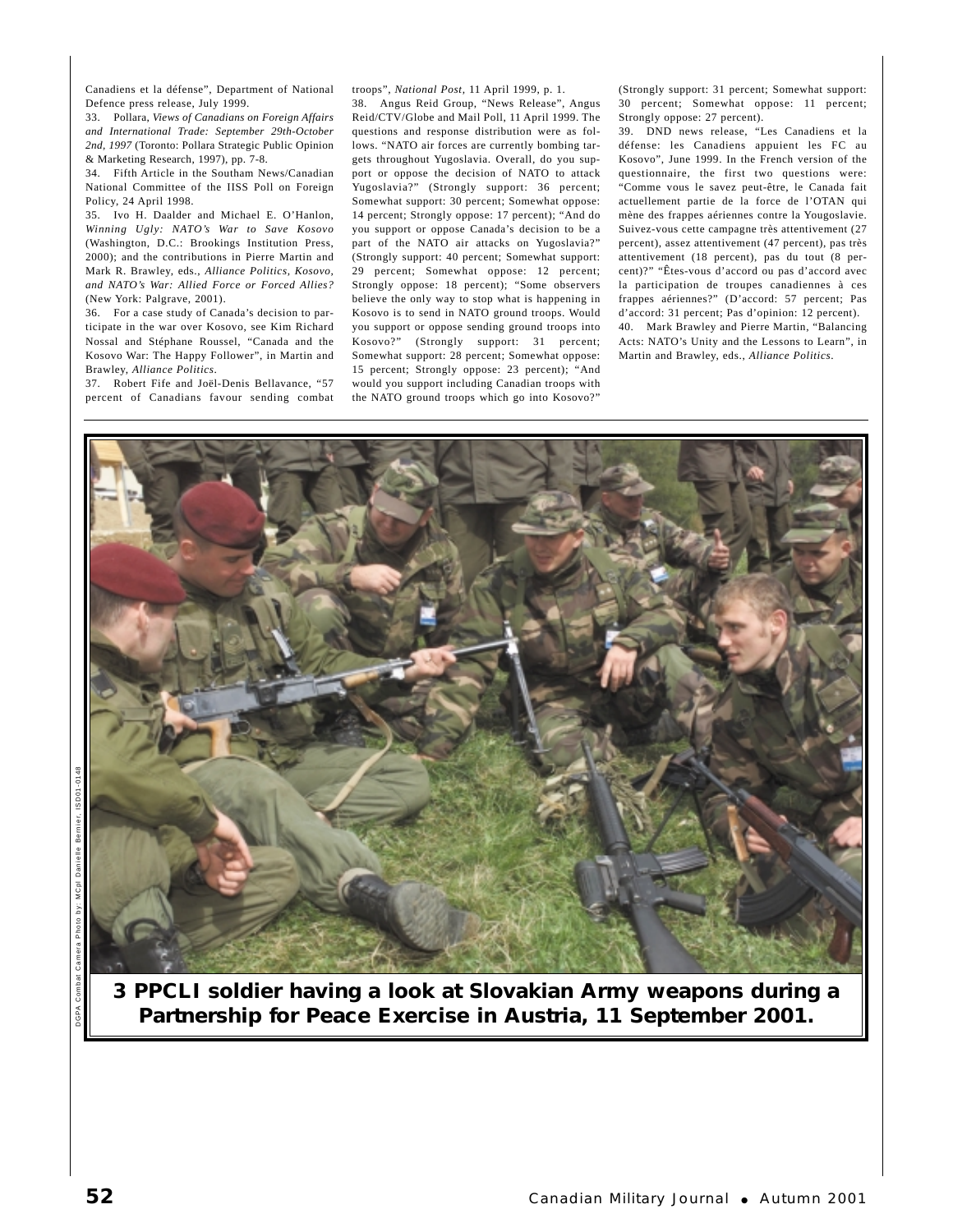Canadiens et la défense", Department of National Defence press release, July 1999.

33. Pollara, *Views of Canadians on Foreign Affairs and International Trade: September 29th-October 2nd, 1997* (Toronto: Pollara Strategic Public Opinion & Marketing Research, 1997), pp. 7-8.

34. Fifth Article in the Southam News/Canadian National Committee of the IISS Poll on Foreign Policy, 24 April 1998.

35. Ivo H. Daalder and Michael E. O'Hanlon, *Winning Ugly: NATO's War to Save Kosovo* (Washington, D.C.: Brookings Institution Press, 2000); and the contributions in Pierre Martin and Mark R. Brawley, eds., *Alliance Politics, Kosovo, and NATO's War: Allied Force or Forced Allies?* (New York: Palgrave, 2001).

36. For a case study of Canada's decision to participate in the war over Kosovo, see Kim Richard Nossal and Stéphane Roussel, "Canada and the Kosovo War: The Happy Follower", in Martin and Brawley, *Alliance Politics*.

37. Robert Fife and Joël-Denis Bellavance, "57 percent of Canadians favour sending combat troops", *National Post*, 11 April 1999, p. 1.

38. Angus Reid Group, "News Release", Angus Reid/CTV/Globe and Mail Poll, 11 April 1999. The questions and response distribution were as follows. "NATO air forces are currently bombing targets throughout Yugoslavia. Overall, do you support or oppose the decision of NATO to attack Yugoslavia?" (Strongly support: 36 percent; Somewhat support: 30 percent; Somewhat oppose: 14 percent; Strongly oppose: 17 percent); "And do you support or oppose Canada's decision to be a part of the NATO air attacks on Yugoslavia?" (Strongly support: 40 percent; Somewhat support: 29 percent; Somewhat oppose: 12 percent; Strongly oppose: 18 percent); "Some observers believe the only way to stop what is happening in Kosovo is to send in NATO ground troops. Would you support or oppose sending ground troops into Kosovo?" (Strongly support: 31 percent; Somewhat support: 28 percent; Somewhat oppose: 15 percent; Strongly oppose: 23 percent); "And would you support including Canadian troops with the NATO ground troops which go into Kosovo?" (Strongly support: 31 percent; Somewhat support: 30 percent; Somewhat oppose: 11 percent; Strongly oppose: 27 percent).

39. DND news release, "Les Canadiens et la défense: les Canadiens appuient les FC au Kosovo", June 1999. In the French version of the questionnaire, the first two questions were: "Comme vous le savez peut-être, le Canada fait actuellement partie de la force de l'OTAN qui mène des frappes aériennes contre la Yougoslavie. Suivez-vous cette campagne très attentivement (27 percent), assez attentivement (47 percent), pas très attentivement (18 percent), pas du tout (8 percent)?" "Êtes-vous d'accord ou pas d'accord avec la participation de troupes canadiennes à ces frappes aériennes?" (D'accord: 57 percent; Pas d'accord: 31 percent; Pas d'opinion: 12 percent).

40. Mark Brawley and Pierre Martin, "Balancing Acts: NATO's Unity and the Lessons to Learn", in Martin and Brawley, eds., *Alliance Politics*.

DGPA Combat Camera Photo by: MCpl Danielle Bernier, ISD01-0148

**3 PPCLI soldier having a look at Slovakian Army weapons during a Partnership for Peace Exercise in Austria, 11 September 2001.**